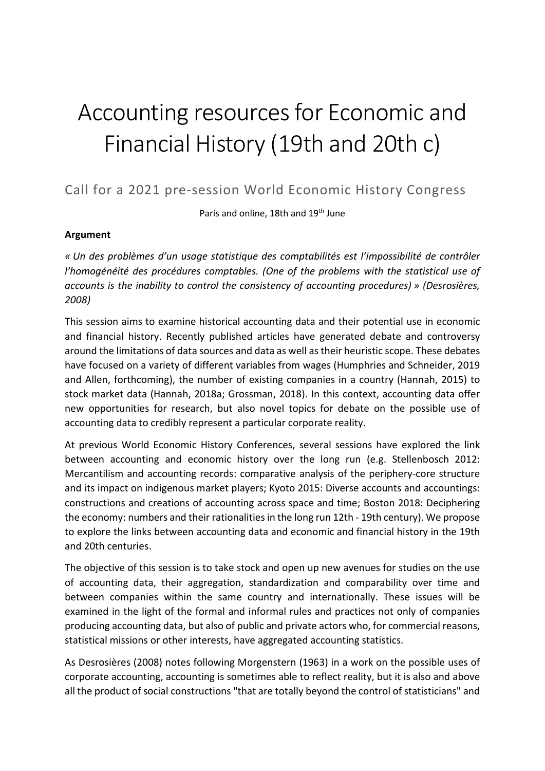# Accounting resources for Economic and Financial History (19th and 20th c)

## Call for a 2021 pre-session World Economic History Congress

Paris and online, 18th and 19th June

**Argument**

*« Un des problèmes d'un usage statistique des comptabilités est l'impossibilité de contrôler l'homogénéité des procédures comptables. (One of the problems with the statistical use of accounts is the inability to control the consistency of accounting procedures) » (Desrosières, 2008)*

This session aims to examine historical accounting data and their potential use in economic and financial history. Recently published articles have generated debate and controversy around the limitations of data sources and data as well as their heuristic scope. These debates have focused on a variety of different variables from wages (Humphries and Schneider, 2019 and Allen, forthcoming), the number of existing companies in a country (Hannah, 2015) to stock market data (Hannah, 2018a; Grossman, 2018). In this context, accounting data offer new opportunities for research, but also novel topics for debate on the possible use of accounting data to credibly represent a particular corporate reality.

At previous World Economic History Conferences, several sessions have explored the link between accounting and economic history over the long run (e.g. Stellenbosch 2012: Mercantilism and accounting records: comparative analysis of the periphery-core structure and its impact on indigenous market players; Kyoto 2015: Diverse accounts and accountings: constructions and creations of accounting across space and time; Boston 2018: Deciphering the economy: numbers and their rationalities in the long run 12th - 19th century). We propose to explore the links between accounting data and economic and financial history in the 19th and 20th centuries.

The objective of this session is to take stock and open up new avenues for studies on the use of accounting data, their aggregation, standardization and comparability over time and between companies within the same country and internationally. These issues will be examined in the light of the formal and informal rules and practices not only of companies producing accounting data, but also of public and private actors who, for commercial reasons, statistical missions or other interests, have aggregated accounting statistics.

As Desrosières (2008) notes following Morgenstern (1963) in a work on the possible uses of corporate accounting, accounting is sometimes able to reflect reality, but it is also and above all the product of social constructions "that are totally beyond the control of statisticians" and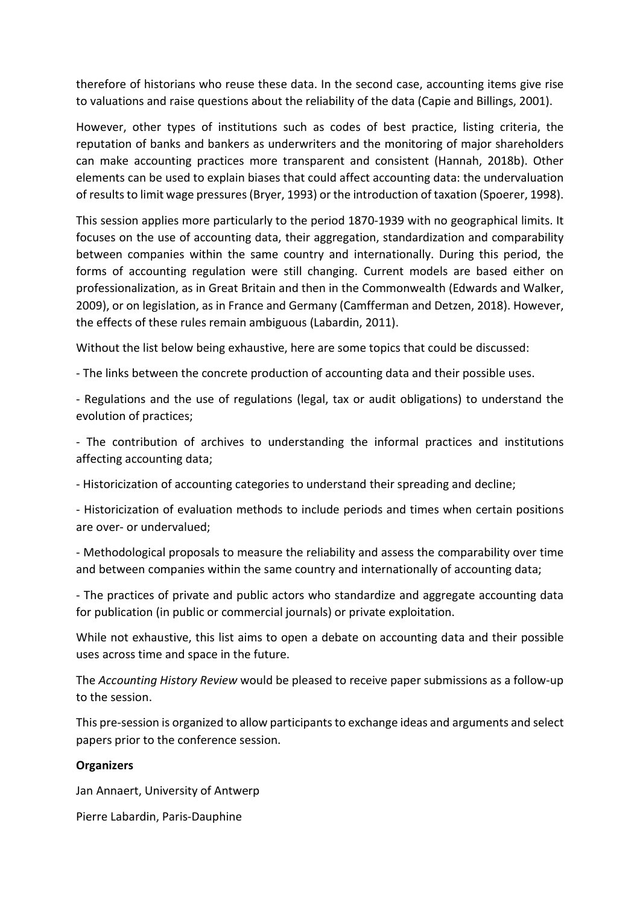therefore of historians who reuse these data. In the second case, accounting items give rise to valuations and raise questions about the reliability of the data (Capie and Billings, 2001).

However, other types of institutions such as codes of best practice, listing criteria, the reputation of banks and bankers as underwriters and the monitoring of major shareholders can make accounting practices more transparent and consistent (Hannah, 2018b). Other elements can be used to explain biases that could affect accounting data: the undervaluation of results to limit wage pressures (Bryer, 1993) or the introduction of taxation (Spoerer, 1998).

This session applies more particularly to the period 1870-1939 with no geographical limits. It focuses on the use of accounting data, their aggregation, standardization and comparability between companies within the same country and internationally. During this period, the forms of accounting regulation were still changing. Current models are based either on professionalization, as in Great Britain and then in the Commonwealth (Edwards and Walker, 2009), or on legislation, as in France and Germany (Camfferman and Detzen, 2018). However, the effects of these rules remain ambiguous (Labardin, 2011).

Without the list below being exhaustive, here are some topics that could be discussed:

- The links between the concrete production of accounting data and their possible uses.
- Regulations and the use of regulations (legal, tax or audit obligations) to understand the evolution of practices;
- The contribution of archives to understanding the informal practices and institutions affecting accounting data;
- Historicization of accounting categories to understand their spreading and decline;
- Historicization of evaluation methods to include periods and times when certain positions are over- or undervalued;
- Methodological proposals to measure the reliability and assess the comparability over time and between companies within the same country and internationally of accounting data;
- The practices of private and public actors who standardize and aggregate accounting data for publication (in public or commercial journals) or private exploitation.

While not exhaustive, this list aims to open a debate on accounting data and their possible uses across time and space in the future.

The *Accounting History Review* would be pleased to receive paper submissions as a follow-up to the session.

This pre-session is organized to allow participants to exchange ideas and arguments and select papers prior to the conference session.

**Organizers**

Jan Annaert, University of Antwerp

Pierre Labardin, Paris-Dauphine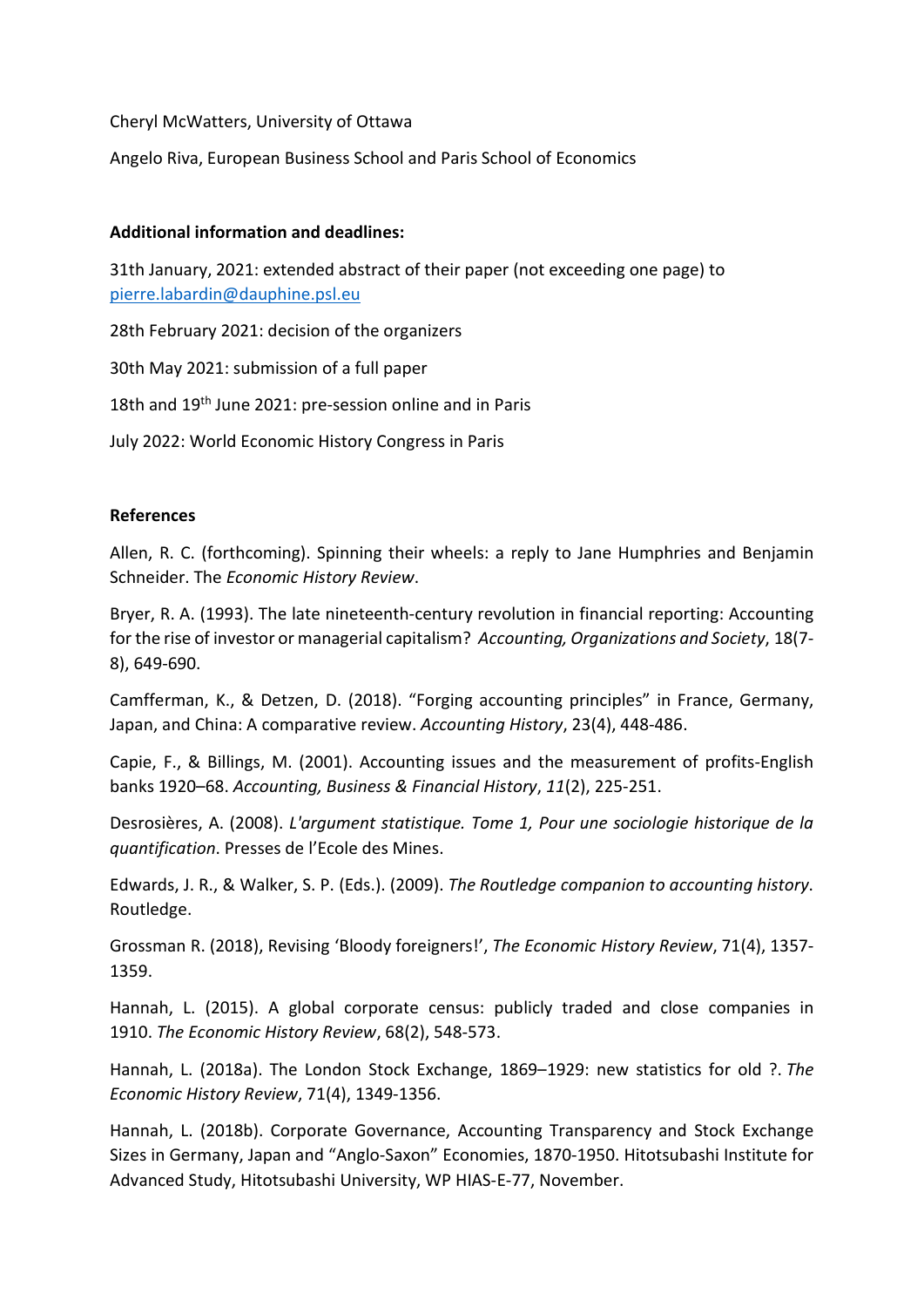Cheryl McWatters, University of Ottawa

Angelo Riva, European Business School and Paris School of Economics

**Additional information and deadlines:**

31th January, 2021: extended abstract of their paper (not exceeding one page) to pierre.labardin@dauphine.psl.eu

28th February 2021: decision of the organizers

30th May 2021: submission of a full paper

18th and 19th June 2021: pre-session online and in Paris

July 2022: World Economic History Congress in Paris

**References**

Allen, R. C. (forthcoming). Spinning their wheels: a reply to Jane Humphries and Benjamin Schneider. The *Economic History Review*.

Bryer, R. A. (1993). The late nineteenth-century revolution in financial reporting: Accounting for the rise of investor or managerial capitalism? *Accounting, Organizations and Society*, 18(7-8), 649-690.

Camfferman, K., & Detzen, D. (2018). "Forging accounting principles" in France, Germany, Japan, and China: A comparative review. *Accounting History*, 23(4), 448-486.

Capie, F., & Billings, M. (2001). Accounting issues and the measurement of profits-English banks 1920–68. *Accounting, Business & Financial History*, *11*(2), 225-251.

Desrosières, A. (2008). *L'argument statistique. Tome 1, Pour une sociologie historique de la quantification*. Presses de l'Ecole des Mines.

Edwards, J. R., & Walker, S. P. (Eds.). (2009). *The Routledge companion to accounting history*. Routledge.

Grossman R. (2018), Revising 'Bloody foreigners!', *The Economic History Review*, 71(4), 1357-1359.

Hannah, L. (2015). A global corporate census: publicly traded and close companies in 1910. *The Economic History Review*, 68(2), 548-573.

Hannah, L. (2018a). The London Stock Exchange, 1869–1929: new statistics for old ?. *The Economic History Review*, 71(4), 1349-1356.

Hannah, L. (2018b). Corporate Governance, Accounting Transparency and Stock Exchange Sizes in Germany, Japan and "Anglo-Saxon" Economies, 1870-1950. Hitotsubashi Institute for Advanced Study, Hitotsubashi University, WP HIAS-E-77, November.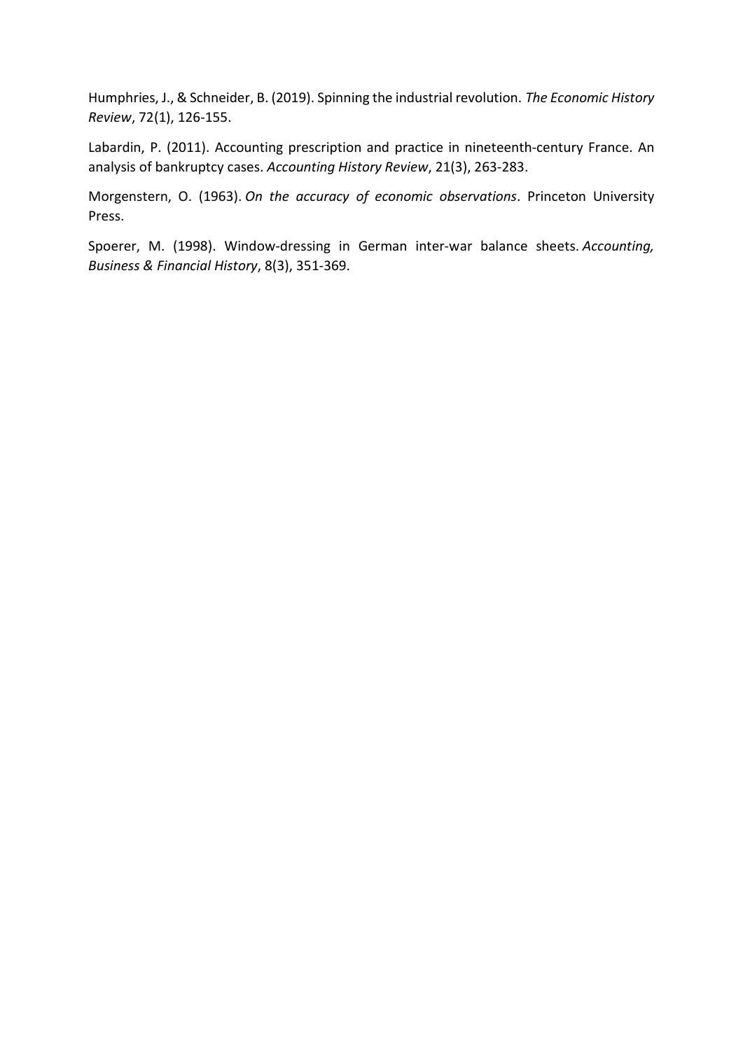Humphries, J., & Schneider, B. (2019). Spinning the industrial revolution. *The Economic History Review*, 72(1), 126-155.

Labardin, P. (2011). Accounting prescription and practice in nineteenth-century France. An analysis of bankruptcy cases. *Accounting History Review*, 21(3), 263-283.

Morgenstern, O. (1963). *On the accuracy of economic observations*. Princeton University Press.

Spoerer, M. (1998). Window-dressing in German inter-war balance sheets. *Accounting, Business & Financial History*, 8(3), 351-369.